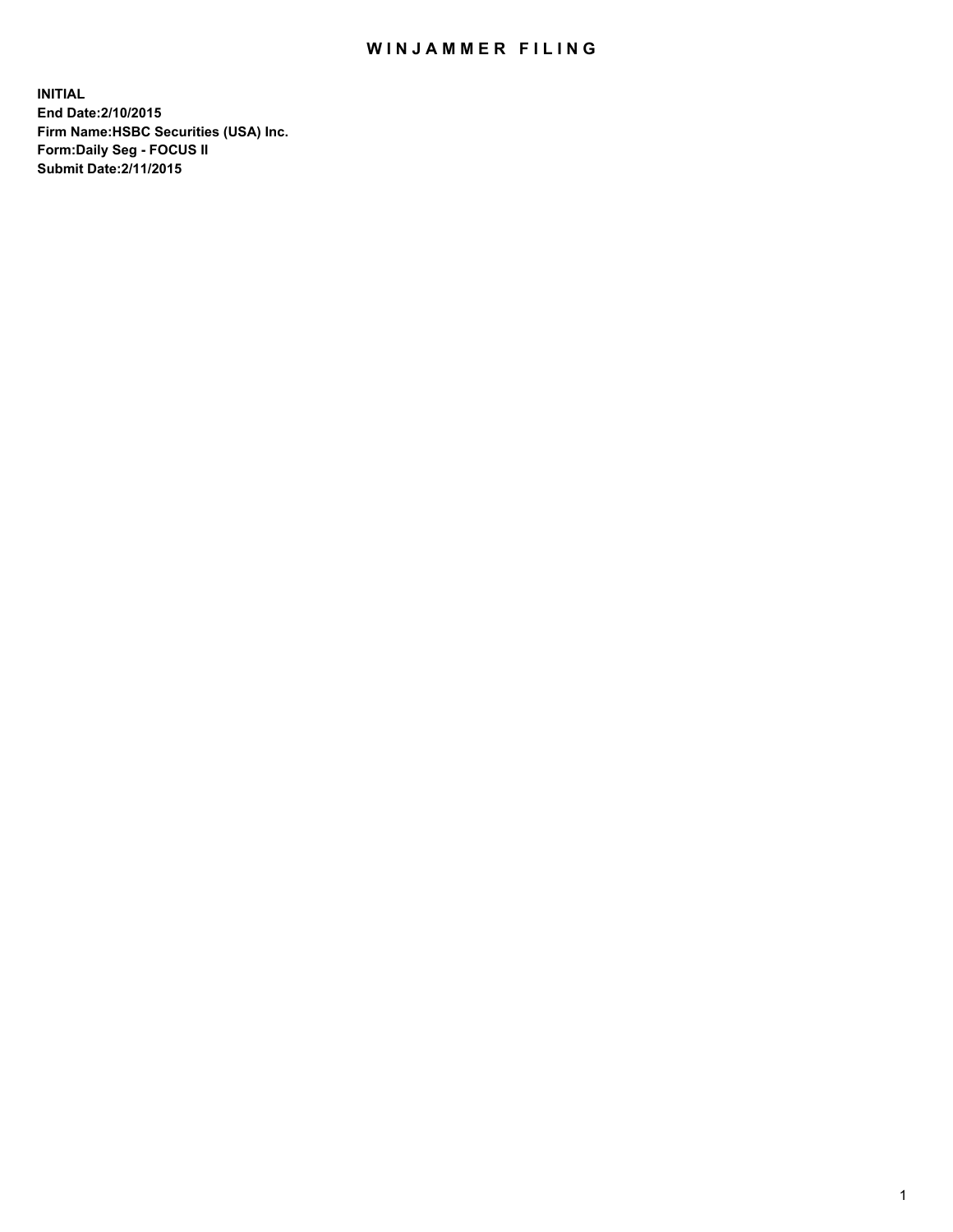# WINJAMMER FILING

**INITIAL**
**End Date:2/10/2015**
**Firm Name:HSBC Securities (USA) Inc.**
**Form:Daily Seg - FOCUS II**
**Submit Date:2/11/2015**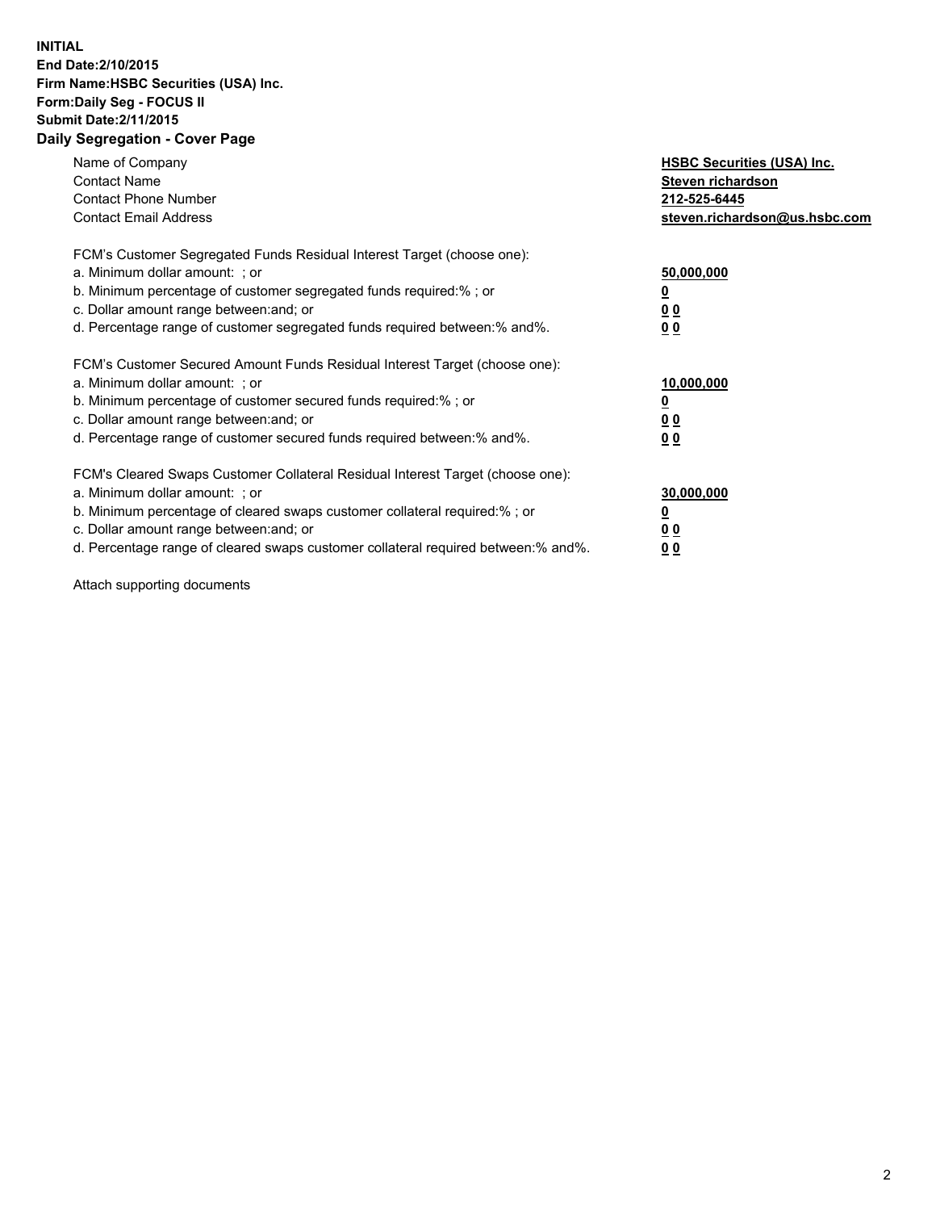**INITIAL**
**End Date:2/10/2015**
**Firm Name:HSBC Securities (USA) Inc.**
**Form:Daily Seg - FOCUS II**
**Submit Date:2/11/2015**

## Daily Segregation - Cover Page

| | |
|---|---|
| Name of Company | **HSBC Securities (USA) Inc.** |
| Contact Name | **Steven richardson** |
| Contact Phone Number | **212-525-6445** |
| Contact Email Address | **steven.richardson@us.hsbc.com** |

| | |
|---|---|
| FCM's Customer Segregated Funds Residual Interest Target (choose one): | |
| a. Minimum dollar amount: ; or | **50,000,000** |
| b. Minimum percentage of customer segregated funds required:% ; or | **0** |
| c. Dollar amount range between:and; or | **0 0** |
| d. Percentage range of customer segregated funds required between:% and%. | **0 0** |

| | |
|---|---|
| FCM's Customer Secured Amount Funds Residual Interest Target (choose one): | |
| a. Minimum dollar amount: ; or | **10,000,000** |
| b. Minimum percentage of customer secured funds required:% ; or | **0** |
| c. Dollar amount range between:and; or | **0 0** |
| d. Percentage range of customer secured funds required between:% and%. | **0 0** |

| | |
|---|---|
| FCM's Cleared Swaps Customer Collateral Residual Interest Target (choose one): | |
| a. Minimum dollar amount: ; or | **30,000,000** |
| b. Minimum percentage of cleared swaps customer collateral required:% ; or | **0** |
| c. Dollar amount range between:and; or | **0 0** |
| d. Percentage range of cleared swaps customer collateral required between:% and%. | **0 0** |

Attach supporting documents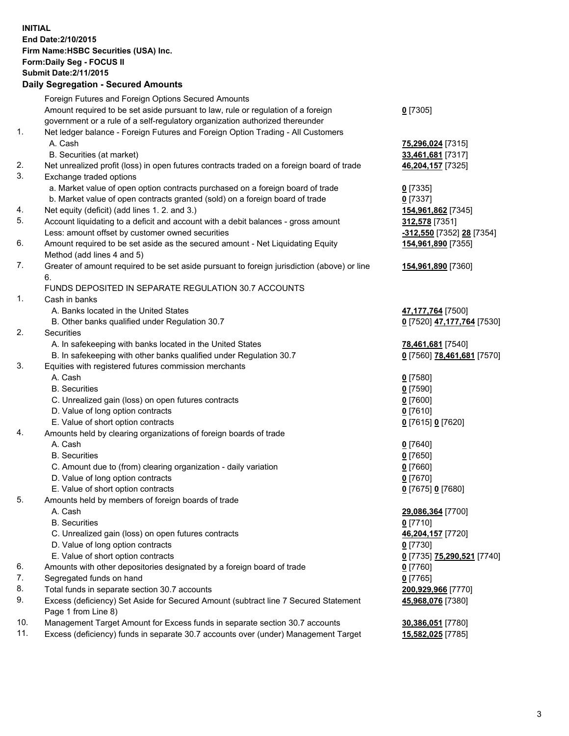**INITIAL**
**End Date:2/10/2015**
**Firm Name:HSBC Securities (USA) Inc.**
**Form:Daily Seg - FOCUS II**
**Submit Date:2/11/2015**

## Daily Segregation - Secured Amounts

| | | |
|---|---|---|
| | Foreign Futures and Foreign Options Secured Amounts | |
| | Amount required to be set aside pursuant to law, rule or regulation of a foreign government or a rule of a self-regulatory organization authorized thereunder | **0** [7305] |
| 1. | Net ledger balance - Foreign Futures and Foreign Option Trading - All Customers | |
| | A. Cash | **75,296,024** [7315] |
| | B. Securities (at market) | **33,461,681** [7317] |
| 2. | Net unrealized profit (loss) in open futures contracts traded on a foreign board of trade | **46,204,157** [7325] |
| 3. | Exchange traded options | |
| | a. Market value of open option contracts purchased on a foreign board of trade | **0** [7335] |
| | b. Market value of open contracts granted (sold) on a foreign board of trade | **0** [7337] |
| 4. | Net equity (deficit) (add lines 1. 2. and 3.) | **154,961,862** [7345] |
| 5. | Account liquidating to a deficit and account with a debit balances - gross amount | **312,578** [7351] |
| | Less: amount offset by customer owned securities | **-312,550** [7352] **28** [7354] |
| 6. | Amount required to be set aside as the secured amount - Net Liquidating Equity Method (add lines 4 and 5) | **154,961,890** [7355] |
| 7. | Greater of amount required to be set aside pursuant to foreign jurisdiction (above) or line 6. | **154,961,890** [7360] |
| | FUNDS DEPOSITED IN SEPARATE REGULATION 30.7 ACCOUNTS | |
| 1. | Cash in banks | |
| | A. Banks located in the United States | **47,177,764** [7500] |
| | B. Other banks qualified under Regulation 30.7 | **0** [7520] **47,177,764** [7530] |
| 2. | Securities | |
| | A. In safekeeping with banks located in the United States | **78,461,681** [7540] |
| | B. In safekeeping with other banks qualified under Regulation 30.7 | **0** [7560] **78,461,681** [7570] |
| 3. | Equities with registered futures commission merchants | |
| | A. Cash | **0** [7580] |
| | B. Securities | **0** [7590] |
| | C. Unrealized gain (loss) on open futures contracts | **0** [7600] |
| | D. Value of long option contracts | **0** [7610] |
| | E. Value of short option contracts | **0** [7615] **0** [7620] |
| 4. | Amounts held by clearing organizations of foreign boards of trade | |
| | A. Cash | **0** [7640] |
| | B. Securities | **0** [7650] |
| | C. Amount due to (from) clearing organization - daily variation | **0** [7660] |
| | D. Value of long option contracts | **0** [7670] |
| | E. Value of short option contracts | **0** [7675] **0** [7680] |
| 5. | Amounts held by members of foreign boards of trade | |
| | A. Cash | **29,086,364** [7700] |
| | B. Securities | **0** [7710] |
| | C. Unrealized gain (loss) on open futures contracts | **46,204,157** [7720] |
| | D. Value of long option contracts | **0** [7730] |
| | E. Value of short option contracts | **0** [7735] **75,290,521** [7740] |
| 6. | Amounts with other depositories designated by a foreign board of trade | **0** [7760] |
| 7. | Segregated funds on hand | **0** [7765] |
| 8. | Total funds in separate section 30.7 accounts | **200,929,966** [7770] |
| 9. | Excess (deficiency) Set Aside for Secured Amount (subtract line 7 Secured Statement Page 1 from Line 8) | **45,968,076** [7380] |
| 10. | Management Target Amount for Excess funds in separate section 30.7 accounts | **30,386,051** [7780] |
| 11. | Excess (deficiency) funds in separate 30.7 accounts over (under) Management Target | **15,582,025** [7785] |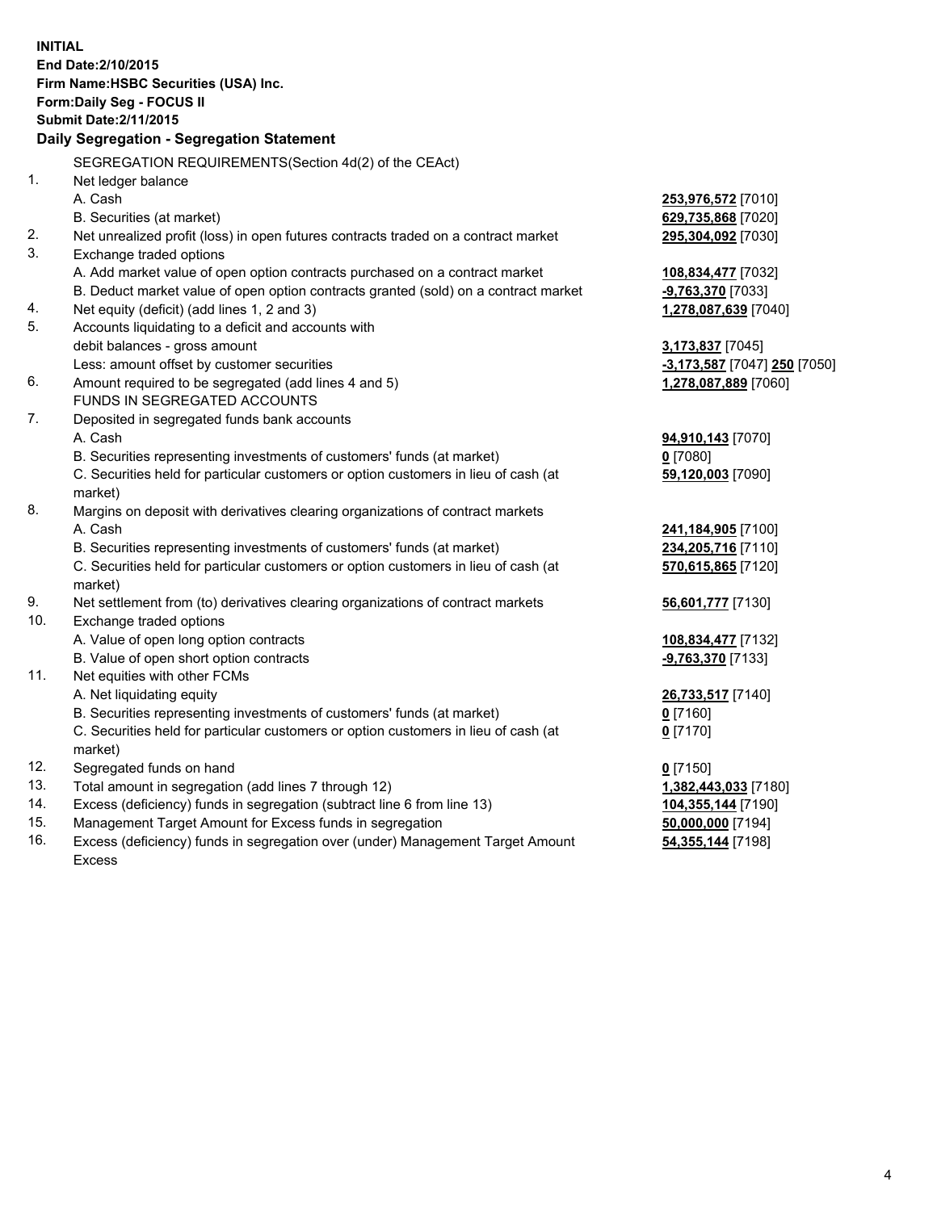**INITIAL**
**End Date:2/10/2015**
**Firm Name:HSBC Securities (USA) Inc.**
**Form:Daily Seg - FOCUS II**
**Submit Date:2/11/2015**

**Daily Segregation - Segregation Statement**

| | | |
|---|---|---|
| | SEGREGATION REQUIREMENTS(Section 4d(2) of the CEAct) | |
| 1. | Net ledger balance | |
| | A. Cash | **253,976,572** [7010] |
| | B. Securities (at market) | **629,735,868** [7020] |
| 2. | Net unrealized profit (loss) in open futures contracts traded on a contract market | **295,304,092** [7030] |
| 3. | Exchange traded options | |
| | A. Add market value of open option contracts purchased on a contract market | **108,834,477** [7032] |
| | B. Deduct market value of open option contracts granted (sold) on a contract market | **-9,763,370** [7033] |
| 4. | Net equity (deficit) (add lines 1, 2 and 3) | **1,278,087,639** [7040] |
| 5. | Accounts liquidating to a deficit and accounts with | |
| | debit balances - gross amount | **3,173,837** [7045] |
| | Less: amount offset by customer securities | **-3,173,587** [7047] **250** [7050] |
| 6. | Amount required to be segregated (add lines 4 and 5) | **1,278,087,889** [7060] |
| | FUNDS IN SEGREGATED ACCOUNTS | |
| 7. | Deposited in segregated funds bank accounts | |
| | A. Cash | **94,910,143** [7070] |
| | B. Securities representing investments of customers' funds (at market) | **0** [7080] |
| | C. Securities held for particular customers or option customers in lieu of cash (at market) | **59,120,003** [7090] |
| 8. | Margins on deposit with derivatives clearing organizations of contract markets | |
| | A. Cash | **241,184,905** [7100] |
| | B. Securities representing investments of customers' funds (at market) | **234,205,716** [7110] |
| | C. Securities held for particular customers or option customers in lieu of cash (at market) | **570,615,865** [7120] |
| 9. | Net settlement from (to) derivatives clearing organizations of contract markets | **56,601,777** [7130] |
| 10. | Exchange traded options | |
| | A. Value of open long option contracts | **108,834,477** [7132] |
| | B. Value of open short option contracts | **-9,763,370** [7133] |
| 11. | Net equities with other FCMs | |
| | A. Net liquidating equity | **26,733,517** [7140] |
| | B. Securities representing investments of customers' funds (at market) | **0** [7160] |
| | C. Securities held for particular customers or option customers in lieu of cash (at market) | **0** [7170] |
| 12. | Segregated funds on hand | **0** [7150] |
| 13. | Total amount in segregation (add lines 7 through 12) | **1,382,443,033** [7180] |
| 14. | Excess (deficiency) funds in segregation (subtract line 6 from line 13) | **104,355,144** [7190] |
| 15. | Management Target Amount for Excess funds in segregation | **50,000,000** [7194] |
| 16. | Excess (deficiency) funds in segregation over (under) Management Target Amount Excess | **54,355,144** [7198] |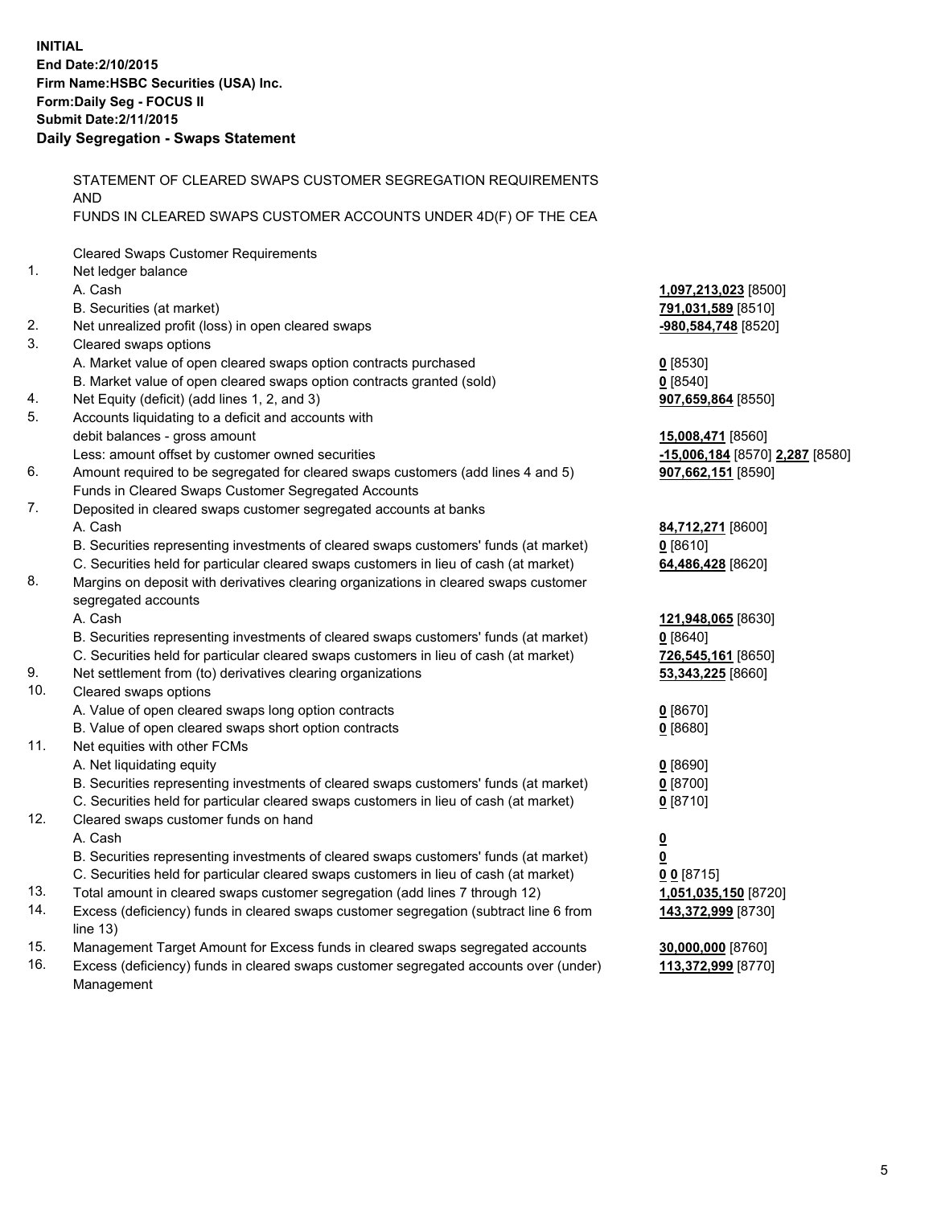**INITIAL**
**End Date:2/10/2015**
**Firm Name:HSBC Securities (USA) Inc.**
**Form:Daily Seg - FOCUS II**
**Submit Date:2/11/2015**
**Daily Segregation - Swaps Statement**

STATEMENT OF CLEARED SWAPS CUSTOMER SEGREGATION REQUIREMENTS AND FUNDS IN CLEARED SWAPS CUSTOMER ACCOUNTS UNDER 4D(F) OF THE CEA

| | | |
|---|---|---|
| | Cleared Swaps Customer Requirements | |
| 1. | Net ledger balance | |
| | A. Cash | **1,097,213,023** [8500] |
| | B. Securities (at market) | **791,031,589** [8510] |
| 2. | Net unrealized profit (loss) in open cleared swaps | **-980,584,748** [8520] |
| 3. | Cleared swaps options | |
| | A. Market value of open cleared swaps option contracts purchased | **0** [8530] |
| | B. Market value of open cleared swaps option contracts granted (sold) | **0** [8540] |
| 4. | Net Equity (deficit) (add lines 1, 2, and 3) | **907,659,864** [8550] |
| 5. | Accounts liquidating to a deficit and accounts with debit balances - gross amount | **15,008,471** [8560] |
| | Less: amount offset by customer owned securities | **-15,006,184** [8570] **2,287** [8580] |
| 6. | Amount required to be segregated for cleared swaps customers (add lines 4 and 5) | **907,662,151** [8590] |
| | Funds in Cleared Swaps Customer Segregated Accounts | |
| 7. | Deposited in cleared swaps customer segregated accounts at banks | |
| | A. Cash | **84,712,271** [8600] |
| | B. Securities representing investments of cleared swaps customers' funds (at market) | **0** [8610] |
| | C. Securities held for particular cleared swaps customers in lieu of cash (at market) | **64,486,428** [8620] |
| 8. | Margins on deposit with derivatives clearing organizations in cleared swaps customer segregated accounts | |
| | A. Cash | **121,948,065** [8630] |
| | B. Securities representing investments of cleared swaps customers' funds (at market) | **0** [8640] |
| | C. Securities held for particular cleared swaps customers in lieu of cash (at market) | **726,545,161** [8650] |
| 9. | Net settlement from (to) derivatives clearing organizations | **53,343,225** [8660] |
| 10. | Cleared swaps options | |
| | A. Value of open cleared swaps long option contracts | **0** [8670] |
| | B. Value of open cleared swaps short option contracts | **0** [8680] |
| 11. | Net equities with other FCMs | |
| | A. Net liquidating equity | **0** [8690] |
| | B. Securities representing investments of cleared swaps customers' funds (at market) | **0** [8700] |
| | C. Securities held for particular cleared swaps customers in lieu of cash (at market) | **0** [8710] |
| 12. | Cleared swaps customer funds on hand | |
| | A. Cash | **0** |
| | B. Securities representing investments of cleared swaps customers' funds (at market) | **0** |
| | C. Securities held for particular cleared swaps customers in lieu of cash (at market) | **0** **0** [8715] |
| 13. | Total amount in cleared swaps customer segregation (add lines 7 through 12) | **1,051,035,150** [8720] |
| 14. | Excess (deficiency) funds in cleared swaps customer segregation (subtract line 6 from line 13) | **143,372,999** [8730] |
| 15. | Management Target Amount for Excess funds in cleared swaps segregated accounts | **30,000,000** [8760] |
| 16. | Excess (deficiency) funds in cleared swaps customer segregated accounts over (under) Management | **113,372,999** [8770] |